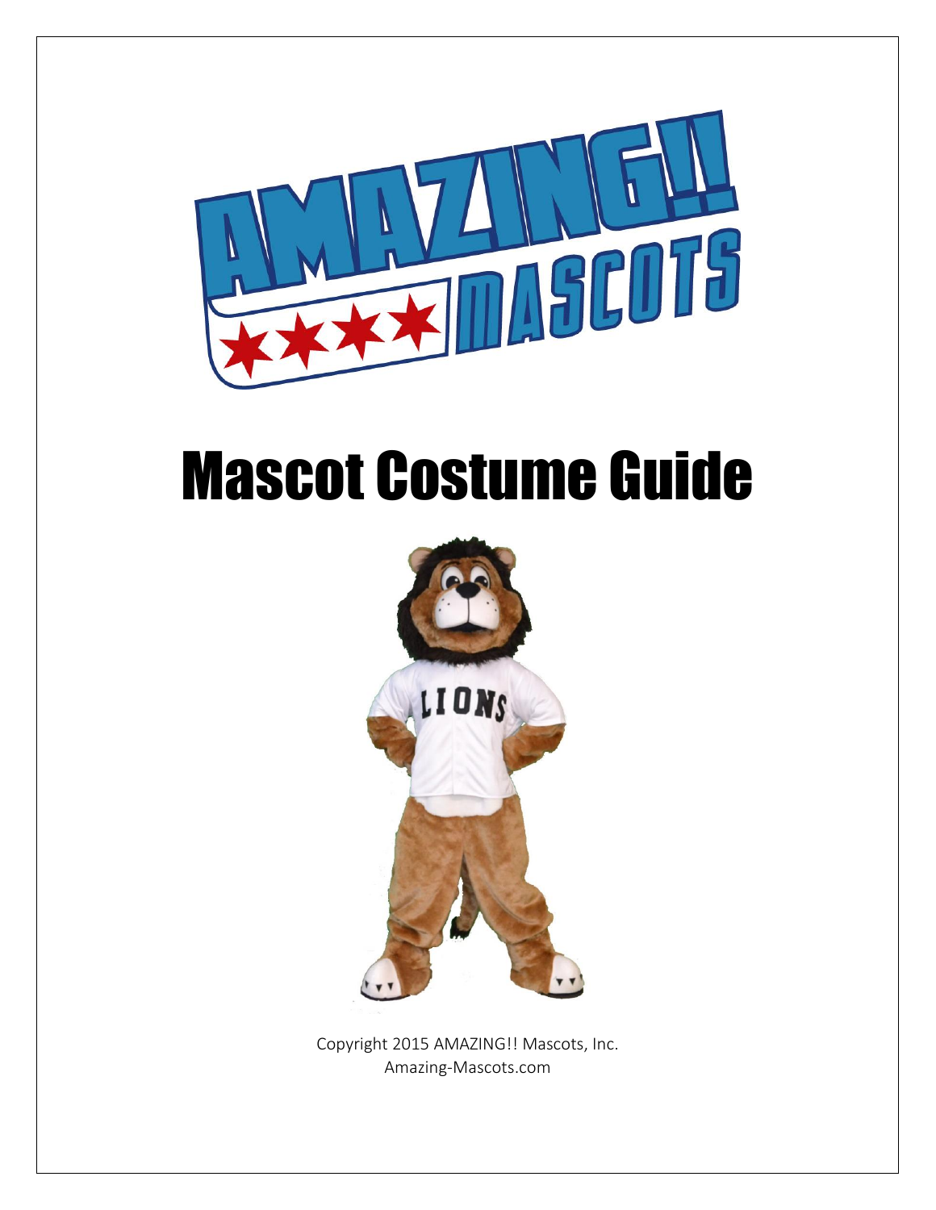# Mascot Costume Guide

Copyright 2015 AMAZING!! Mascots, Inc.
Amazing-Mascots.com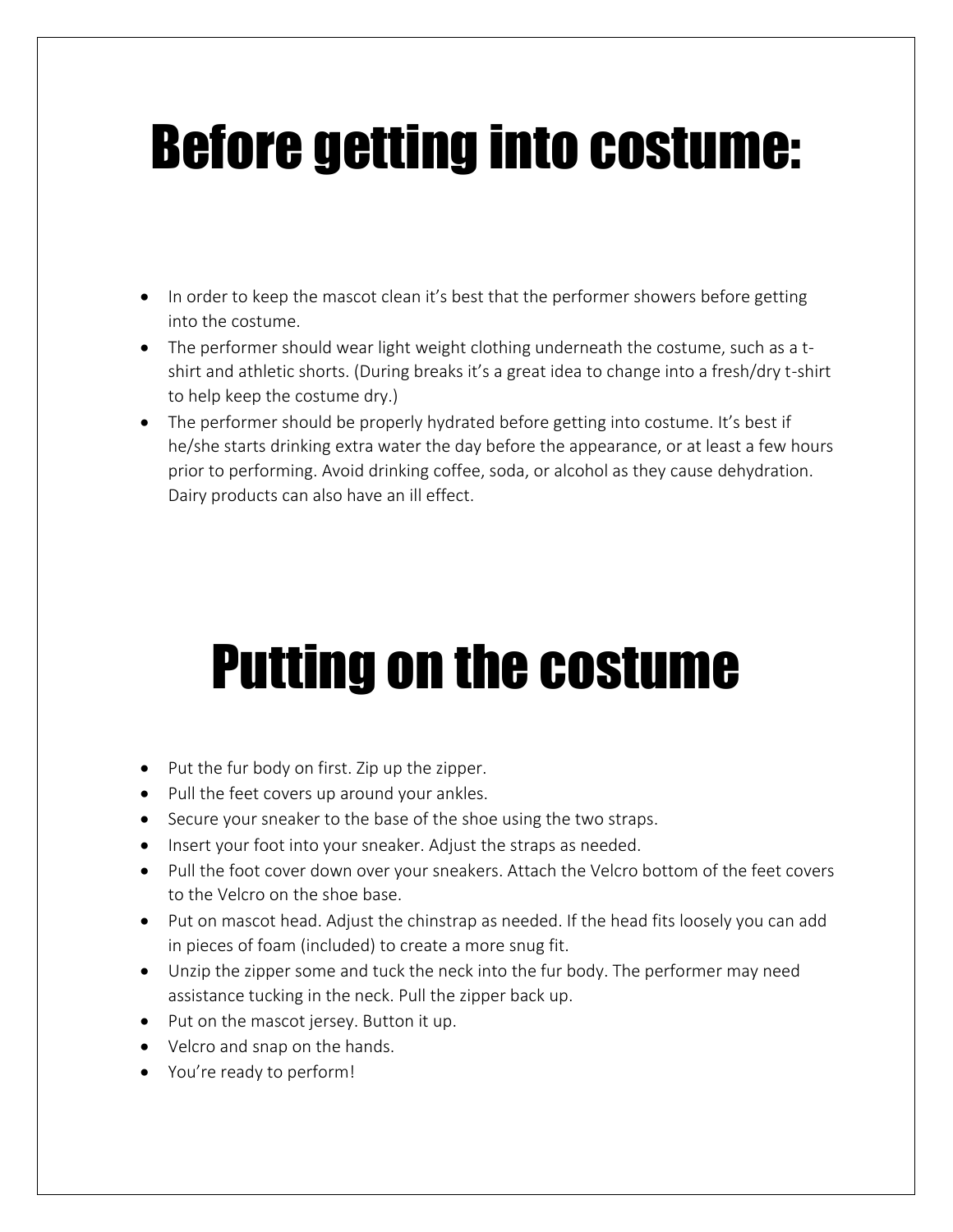# Before getting into costume:

- In order to keep the mascot clean it's best that the performer showers before getting into the costume.
- The performer should wear light weight clothing underneath the costume, such as a t-shirt and athletic shorts. (During breaks it's a great idea to change into a fresh/dry t-shirt to help keep the costume dry.)
- The performer should be properly hydrated before getting into costume. It's best if he/she starts drinking extra water the day before the appearance, or at least a few hours prior to performing. Avoid drinking coffee, soda, or alcohol as they cause dehydration. Dairy products can also have an ill effect.

# Putting on the costume

- Put the fur body on first. Zip up the zipper.
- Pull the feet covers up around your ankles.
- Secure your sneaker to the base of the shoe using the two straps.
- Insert your foot into your sneaker. Adjust the straps as needed.
- Pull the foot cover down over your sneakers. Attach the Velcro bottom of the feet covers to the Velcro on the shoe base.
- Put on mascot head. Adjust the chinstrap as needed. If the head fits loosely you can add in pieces of foam (included) to create a more snug fit.
- Unzip the zipper some and tuck the neck into the fur body. The performer may need assistance tucking in the neck. Pull the zipper back up.
- Put on the mascot jersey. Button it up.
- Velcro and snap on the hands.
- You're ready to perform!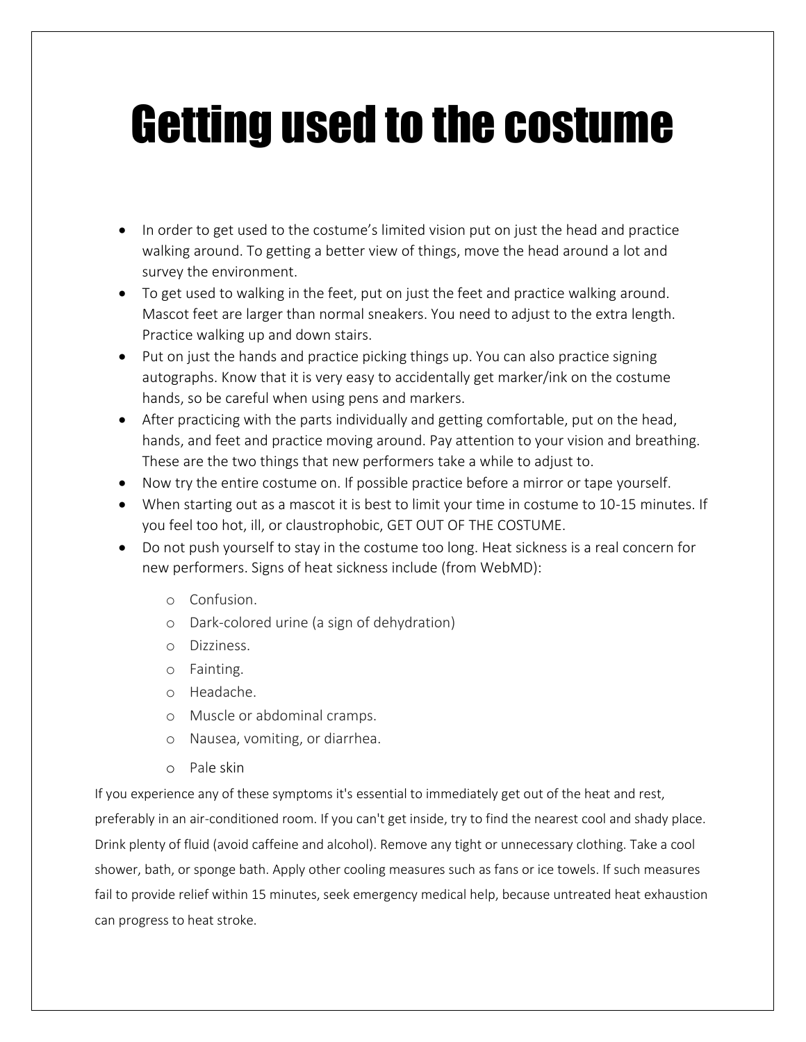# Getting used to the costume

- In order to get used to the costume's limited vision put on just the head and practice walking around. To getting a better view of things, move the head around a lot and survey the environment.
- To get used to walking in the feet, put on just the feet and practice walking around. Mascot feet are larger than normal sneakers. You need to adjust to the extra length. Practice walking up and down stairs.
- Put on just the hands and practice picking things up. You can also practice signing autographs. Know that it is very easy to accidentally get marker/ink on the costume hands, so be careful when using pens and markers.
- After practicing with the parts individually and getting comfortable, put on the head, hands, and feet and practice moving around. Pay attention to your vision and breathing. These are the two things that new performers take a while to adjust to.
- Now try the entire costume on. If possible practice before a mirror or tape yourself.
- When starting out as a mascot it is best to limit your time in costume to 10-15 minutes. If you feel too hot, ill, or claustrophobic, GET OUT OF THE COSTUME.
- Do not push yourself to stay in the costume too long. Heat sickness is a real concern for new performers. Signs of heat sickness include (from WebMD):
  - Confusion.
  - Dark-colored urine (a sign of dehydration)
  - Dizziness.
  - Fainting.
  - Headache.
  - Muscle or abdominal cramps.
  - Nausea, vomiting, or diarrhea.
  - Pale skin

If you experience any of these symptoms it's essential to immediately get out of the heat and rest, preferably in an air-conditioned room. If you can't get inside, try to find the nearest cool and shady place. Drink plenty of fluid (avoid caffeine and alcohol). Remove any tight or unnecessary clothing. Take a cool shower, bath, or sponge bath. Apply other cooling measures such as fans or ice towels. If such measures fail to provide relief within 15 minutes, seek emergency medical help, because untreated heat exhaustion can progress to heat stroke.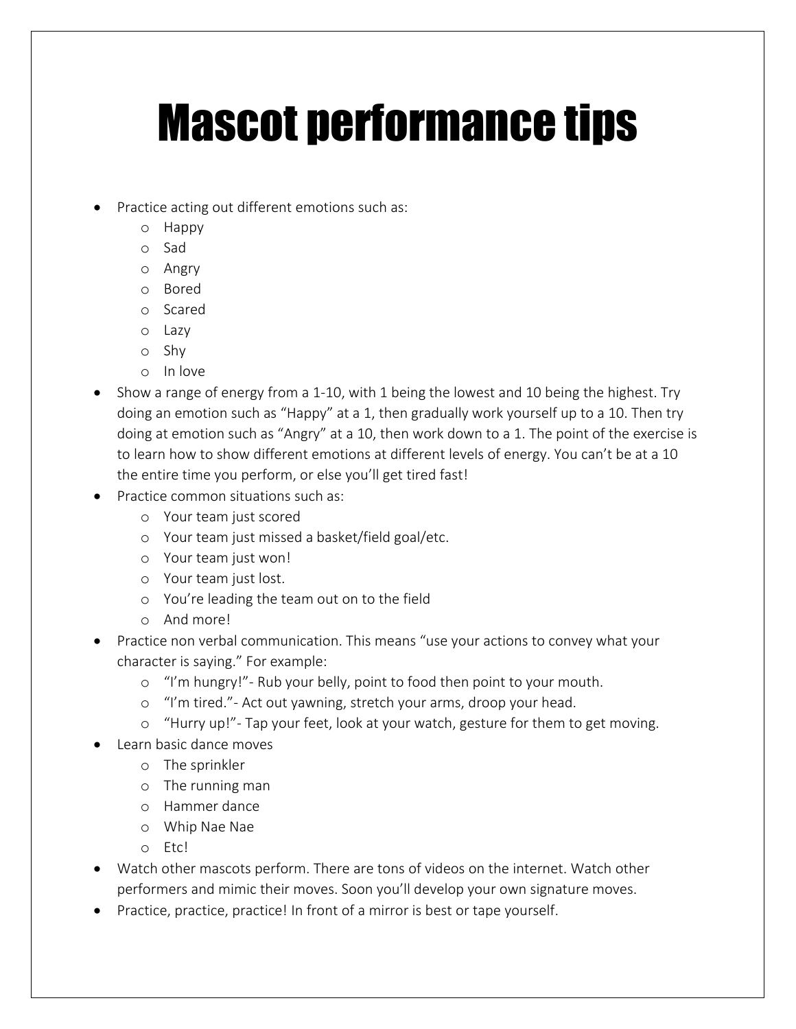# Mascot performance tips

- Practice acting out different emotions such as:
  - Happy
  - Sad
  - Angry
  - Bored
  - Scared
  - Lazy
  - Shy
  - In love
- Show a range of energy from a 1-10, with 1 being the lowest and 10 being the highest. Try doing an emotion such as "Happy" at a 1, then gradually work yourself up to a 10. Then try doing at emotion such as "Angry" at a 10, then work down to a 1. The point of the exercise is to learn how to show different emotions at different levels of energy. You can't be at a 10 the entire time you perform, or else you'll get tired fast!
- Practice common situations such as:
  - Your team just scored
  - Your team just missed a basket/field goal/etc.
  - Your team just won!
  - Your team just lost.
  - You're leading the team out on to the field
  - And more!
- Practice non verbal communication. This means "use your actions to convey what your character is saying." For example:
  - "I'm hungry!"- Rub your belly, point to food then point to your mouth.
  - "I'm tired."- Act out yawning, stretch your arms, droop your head.
  - "Hurry up!"- Tap your feet, look at your watch, gesture for them to get moving.
- Learn basic dance moves
  - The sprinkler
  - The running man
  - Hammer dance
  - Whip Nae Nae
  - Etc!
- Watch other mascots perform. There are tons of videos on the internet. Watch other performers and mimic their moves. Soon you'll develop your own signature moves.
- Practice, practice, practice! In front of a mirror is best or tape yourself.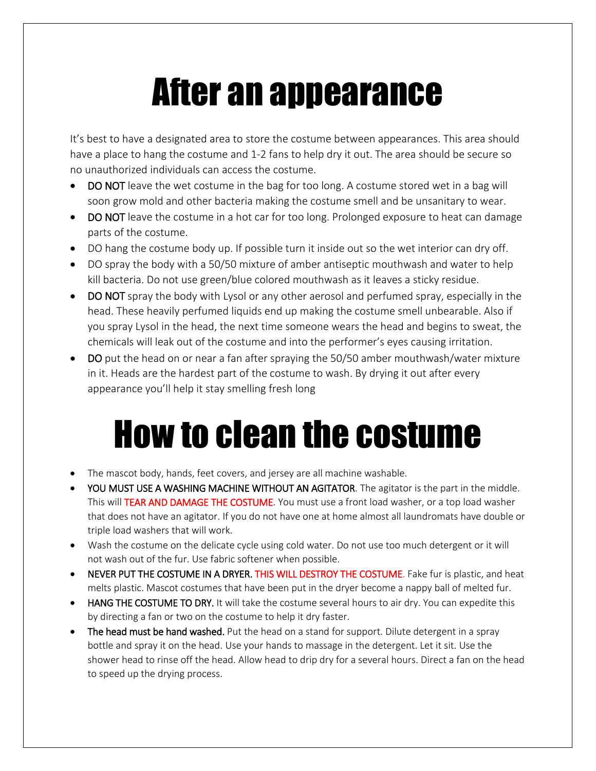# After an appearance

It's best to have a designated area to store the costume between appearances. This area should have a place to hang the costume and 1-2 fans to help dry it out. The area should be secure so no unauthorized individuals can access the costume.

- **DO NOT** leave the wet costume in the bag for too long. A costume stored wet in a bag will soon grow mold and other bacteria making the costume smell and be unsanitary to wear.
- **DO NOT** leave the costume in a hot car for too long. Prolonged exposure to heat can damage parts of the costume.
- DO hang the costume body up. If possible turn it inside out so the wet interior can dry off.
- DO spray the body with a 50/50 mixture of amber antiseptic mouthwash and water to help kill bacteria. Do not use green/blue colored mouthwash as it leaves a sticky residue.
- **DO NOT** spray the body with Lysol or any other aerosol and perfumed spray, especially in the head. These heavily perfumed liquids end up making the costume smell unbearable. Also if you spray Lysol in the head, the next time someone wears the head and begins to sweat, the chemicals will leak out of the costume and into the performer's eyes causing irritation.
- **DO** put the head on or near a fan after spraying the 50/50 amber mouthwash/water mixture in it. Heads are the hardest part of the costume to wash. By drying it out after every appearance you'll help it stay smelling fresh long

# How to clean the costume

- The mascot body, hands, feet covers, and jersey are all machine washable.
- **YOU MUST USE A WASHING MACHINE WITHOUT AN AGITATOR**. The agitator is the part in the middle. This will **TEAR AND DAMAGE THE COSTUME**. You must use a front load washer, or a top load washer that does not have an agitator. If you do not have one at home almost all laundromats have double or triple load washers that will work.
- Wash the costume on the delicate cycle using cold water. Do not use too much detergent or it will not wash out of the fur. Use fabric softener when possible.
- **NEVER PUT THE COSTUME IN A DRYER. THIS WILL DESTROY THE COSTUME**. Fake fur is plastic, and heat melts plastic. Mascot costumes that have been put in the dryer become a nappy ball of melted fur.
- **HANG THE COSTUME TO DRY.** It will take the costume several hours to air dry. You can expedite this by directing a fan or two on the costume to help it dry faster.
- **The head must be hand washed.** Put the head on a stand for support. Dilute detergent in a spray bottle and spray it on the head. Use your hands to massage in the detergent. Let it sit. Use the shower head to rinse off the head. Allow head to drip dry for a several hours. Direct a fan on the head to speed up the drying process.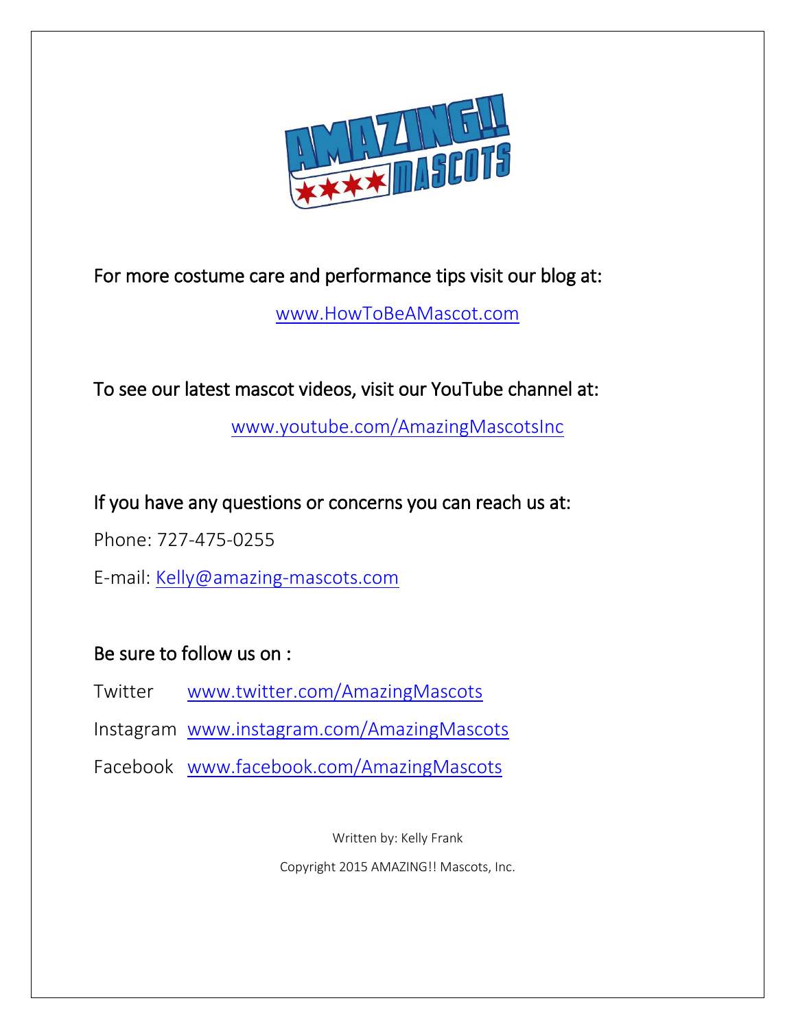For more costume care and performance tips visit our blog at:

www.HowToBeAMascot.com

To see our latest mascot videos, visit our YouTube channel at:

www.youtube.com/AmazingMascotsInc

If you have any questions or concerns you can reach us at:

Phone: 727-475-0255

E-mail: Kelly@amazing-mascots.com

Be sure to follow us on :

Twitter www.twitter.com/AmazingMascots

Instagram www.instagram.com/AmazingMascots

Facebook www.facebook.com/AmazingMascots

Written by: Kelly Frank

Copyright 2015 AMAZING!! Mascots, Inc.